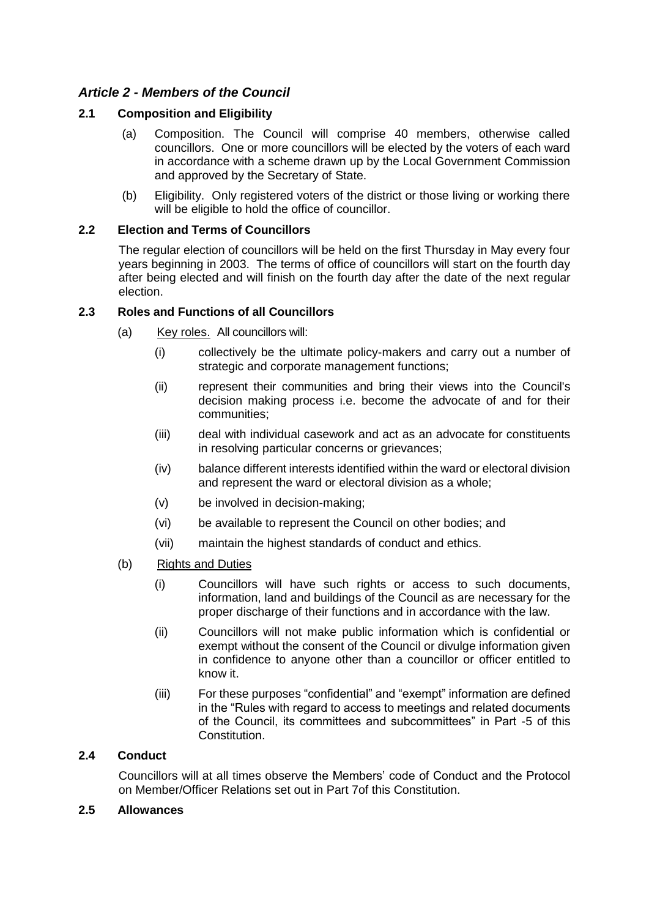## *Article 2 - Members of the Council*

### 2.1 Composition and Eligibility

(a) Composition. The Council will comprise 40 members, otherwise called councillors. One or more councillors will be elected by the voters of each ward in accordance with a scheme drawn up by the Local Government Commission and approved by the Secretary of State.

(b) Eligibility. Only registered voters of the district or those living or working there will be eligible to hold the office of councillor.

### 2.2 Election and Terms of Councillors

The regular election of councillors will be held on the first Thursday in May every four years beginning in 2003. The terms of office of councillors will start on the fourth day after being elected and will finish on the fourth day after the date of the next regular election.

### 2.3 Roles and Functions of all Councillors

(a) Key roles. All councillors will:

(i) collectively be the ultimate policy-makers and carry out a number of strategic and corporate management functions;

(ii) represent their communities and bring their views into the Council's decision making process i.e. become the advocate of and for their communities;

(iii) deal with individual casework and act as an advocate for constituents in resolving particular concerns or grievances;

(iv) balance different interests identified within the ward or electoral division and represent the ward or electoral division as a whole;

(v) be involved in decision-making;

(vi) be available to represent the Council on other bodies; and

(vii) maintain the highest standards of conduct and ethics.

(b) Rights and Duties

(i) Councillors will have such rights or access to such documents, information, land and buildings of the Council as are necessary for the proper discharge of their functions and in accordance with the law.

(ii) Councillors will not make public information which is confidential or exempt without the consent of the Council or divulge information given in confidence to anyone other than a councillor or officer entitled to know it.

(iii) For these purposes "confidential" and "exempt" information are defined in the "Rules with regard to access to meetings and related documents of the Council, its committees and subcommittees" in Part -5 of this Constitution.

### 2.4 Conduct

Councillors will at all times observe the Members' code of Conduct and the Protocol on Member/Officer Relations set out in Part 7of this Constitution.

### 2.5 Allowances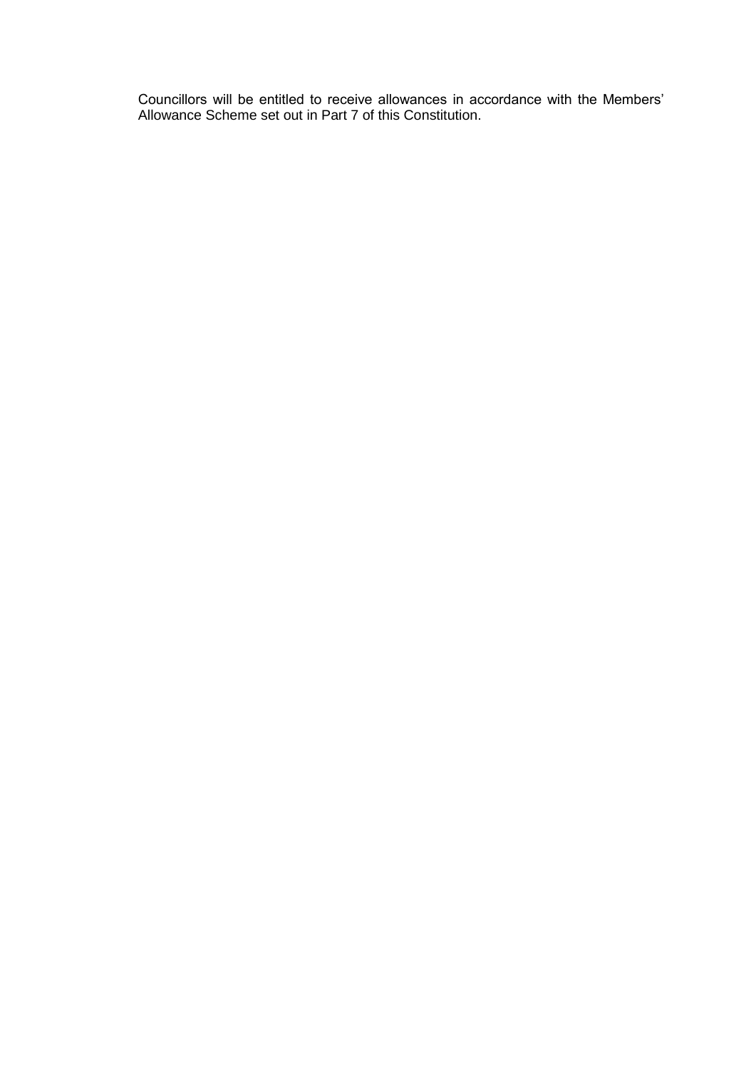Councillors will be entitled to receive allowances in accordance with the Members' Allowance Scheme set out in Part 7 of this Constitution.